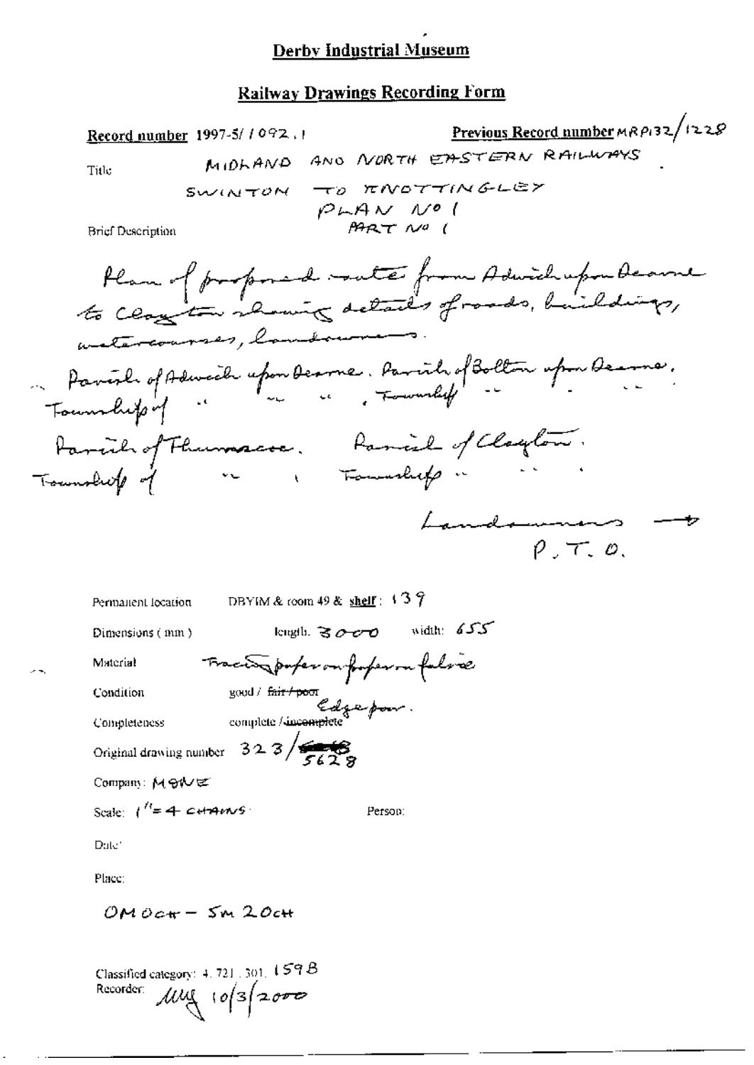# Derby Industrial Museum

## Railway Drawings Recording Form

**Record number** 1997-5/1092.1

**Previous Record number** MRP132/1228

Title: MIDLAND AND NORTH EASTERN RAILWAYS
SWINTON TO KNOTTINGLEY
PLAN No 1
PART No 1

Brief Description:

Plan of proposed route from Adwick upon Dearne to Clayton showing details of roads, buildings, watercourses, landowners.

Parish of Adwick upon Dearne. Parish of Bolton upon Dearne.
Township of " " " , Township " " "

Parish of Thurnscoe. Parish of Clayton.
Township of " , Township " "

Landowners →
P.T.O.

Permanent location: DBYIM & room 49 & shelf: 139

Dimensions (mm): length: 3000 width: 655

Material: Tracing paper on paper on fabric

Condition: good / ~~fair / poor~~ Edge poor.

Completeness: complete / ~~incomplete~~

Original drawing number: 323/~~____~~ 5628

Company: M&NE

Scale: 1" = 4 CHAINS

Person:

Date:

Place:

OM 0CH – 5M 20CH

Classified category: 4.721.301.159B

Recorder: MMG 10/3/2000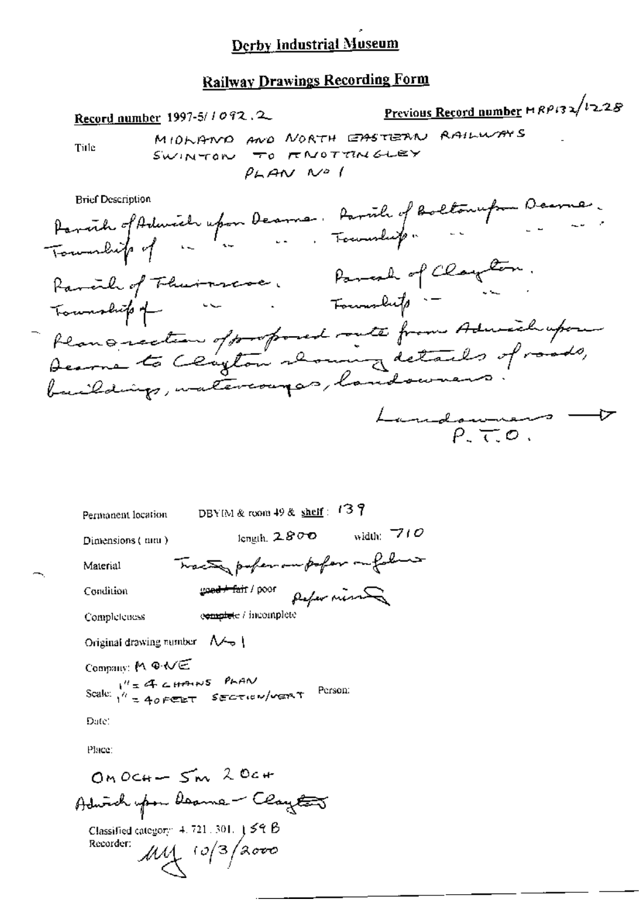# Derby Industrial Museum

## Railway Drawings Recording Form

**Record number** 1997-5/1092.2 **Previous Record number** MRP132/1228

Title: MIDLAND AND NORTH EASTERN RAILWAYS SWINTON TO KNOTTINGLEY PLAN No 1

Brief Description

Parish of Adwick upon Dearne. Parish of Bolton upon Dearne.
Township of " " " . Township " " "
Parish of Thurnscoe. Parish of Clayton.
Township of " " . Township " "
Plan & section of proposed route from Adwick upon Dearne to Clayton showing details of roads, buildings, watercourses, landowners.

Landowners →
P.T.O.

Permanent location: DBYIM & room 49 & shelf: 139

Dimensions (mm): length: 2800 width: 710

Material: Tracing paper on paper on fabric

Condition: ~~good / fair~~ / poor Paper missing

Completeness: ~~complete~~ / incomplete

Original drawing number: No 1

Company: M & NE

Scale: 1" = 4 CHAINS PLAN; 1" = 40 FEET SECTION/VERT Person:

Date:

Place:

OM OCH – 5M 20CH
Adwick upon Dearne – Clayton

Classified category: 4.721.301.159B

Recorder: MJ 10/3/2000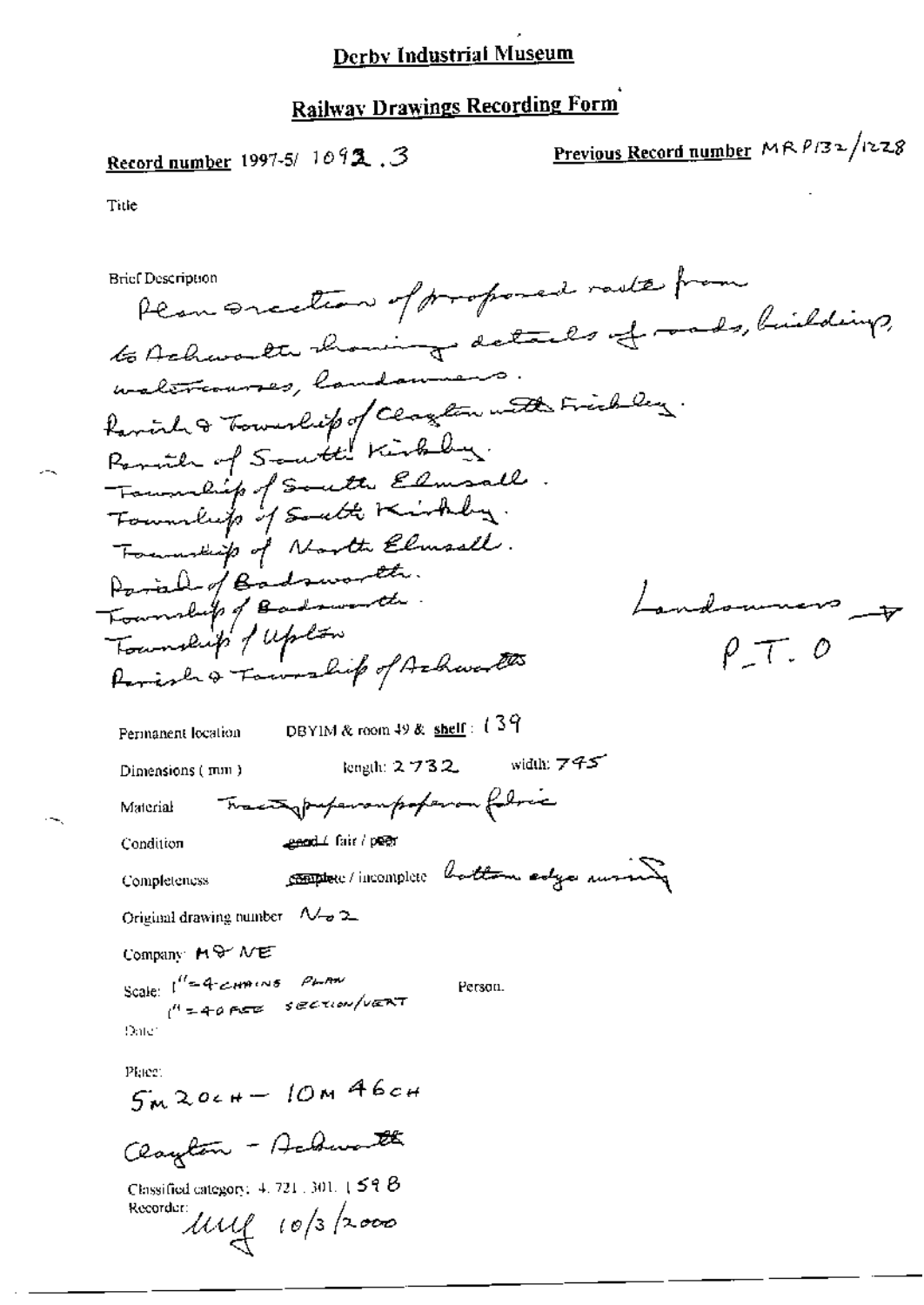# Derby Industrial Museum

## Railway Drawings Recording Form

**Record number** 1997-5/ 1092 .3

**Previous Record number** MRP132/1228

Title

Brief Description

Plan & section of proposed route from to Ackworth showing details of roads, buildings, watercourses, landowners.

Parish & Township of Clayton with Frickley.

Parish of South Kirkby.

Township of South Elmsall.

Township of South Kirkby.

Township of North Elmsall.

Parish of Badsworth.

Township of Badsworth.

Township of Upton

Parish & Township of Ackworth

Landowners → P.T.O

Permanent location DBYIM & room 49 & shelf : 139

Dimensions (mm) length: 2732 width: 745

Material Tracing paper on paper on fabric

Condition good / fair / poor

Completeness complete / incomplete bottom edge missing

Original drawing number No 2

Company: M & NE

Scale: 1" = 4 CHAINS PLAN
1" = 40 FEET SECTION/VERT

Person.

Date:

Place:
5m 20ch – 10m 46ch

Clayton – Ackworth

Classified category: 4. 721. 301. 159 B

Recorder: MMf 10/3/2000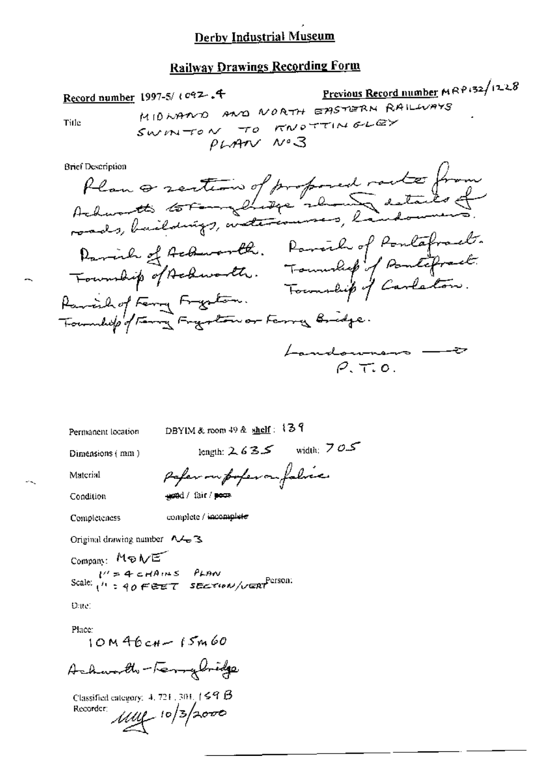# Derby Industrial Museum

## Railway Drawings Recording Form

**Record number** 1997-5/ 1092.4

**Previous Record number** MRP132/1228

Title: MIDLAND AND NORTH EASTERN RAILWAYS SWINTON TO KNOTTINGLEY PLAN No 3

Brief Description:

Plan & section of proposed route from Ackworth to Ferrybridge showing details of roads, buildings, watercourses, landowners.

Parish of Ackworth. Township of Ackworth.

Parish of Pontefract. Township of Pontefract. Township of Carleton.

Parish of Ferry Fryston. Township of Ferry Fryston or Ferry Bridge.

Landowners → P.T.O.

Permanent location: DBYIM & room 49 & shelf: 139

Dimensions (mm): length: 2635 width: 705

Material: Paper on paper on fabric

Condition: ~~good~~ / fair / ~~poor~~

Completeness: complete / ~~incomplete~~

Original drawing number: No 3

Company: M&NE

Scale: 1" = 4 CHAINS PLAN; 1" = 40 FEET SECTION/VERT

Person:

Date:

Place: 10M 46CH – 15M 60

Ackworth – Ferrybridge

Classified category: 4.721.301.159 B

Recorder: MM 10/3/2000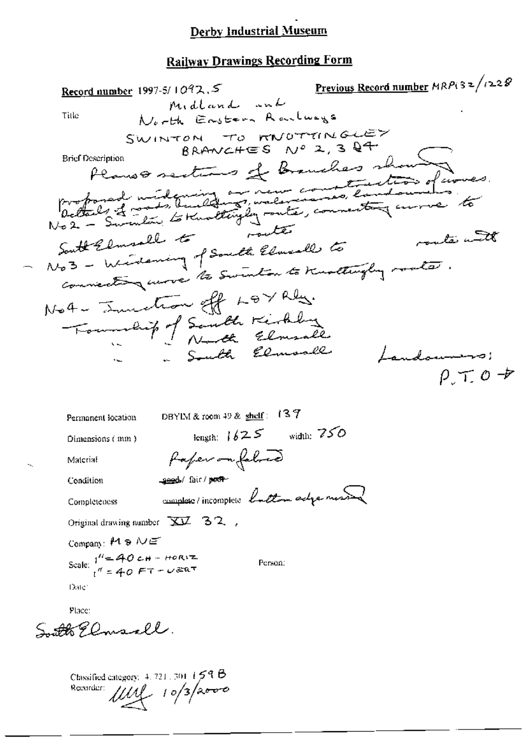# Derby Industrial Museum

## Railway Drawings Recording Form

**Record number** 1997-5/1092.5 **Previous Record number** MRP132/1228

Title: Midland and North Eastern Railways
SWINTON TO KNOTTINGLEY BRANCHES No 2, 3 & 4

Brief Description: Plans & sections of Branches showing proposed widening or new construction of curves. Details of roads, buildings, watercourses, landowners.
No 2 - Swinton to Knottingley route, connecting curve to South Elmsall to route
- No 3 - Widening of South Elmsall to route with connecting curve to Swinton to Knottingley route.
No 4 - Junction off L&Y Rly.
Township of South Kirkby
" " North Elmsall
" " South Elmsall

Landowners:
P.T.O →

Permanent location: DBYIM & room 49 & shelf: 137

Dimensions (mm): length: 1625 width: 750

Material: Paper on fabric

Condition: ~~good~~ / fair / ~~poor~~

Completeness: complete / incomplete bottom edge missing

Original drawing number: XV 32,

Company: M & NE

Scale: 1" = 40 CH - HORIZ
1" = 40 FT - VERT

Person:

Date:

Place: South Elmsall.

Classified category: 4.721.301 159B

Recorder: [signature] 10/3/2000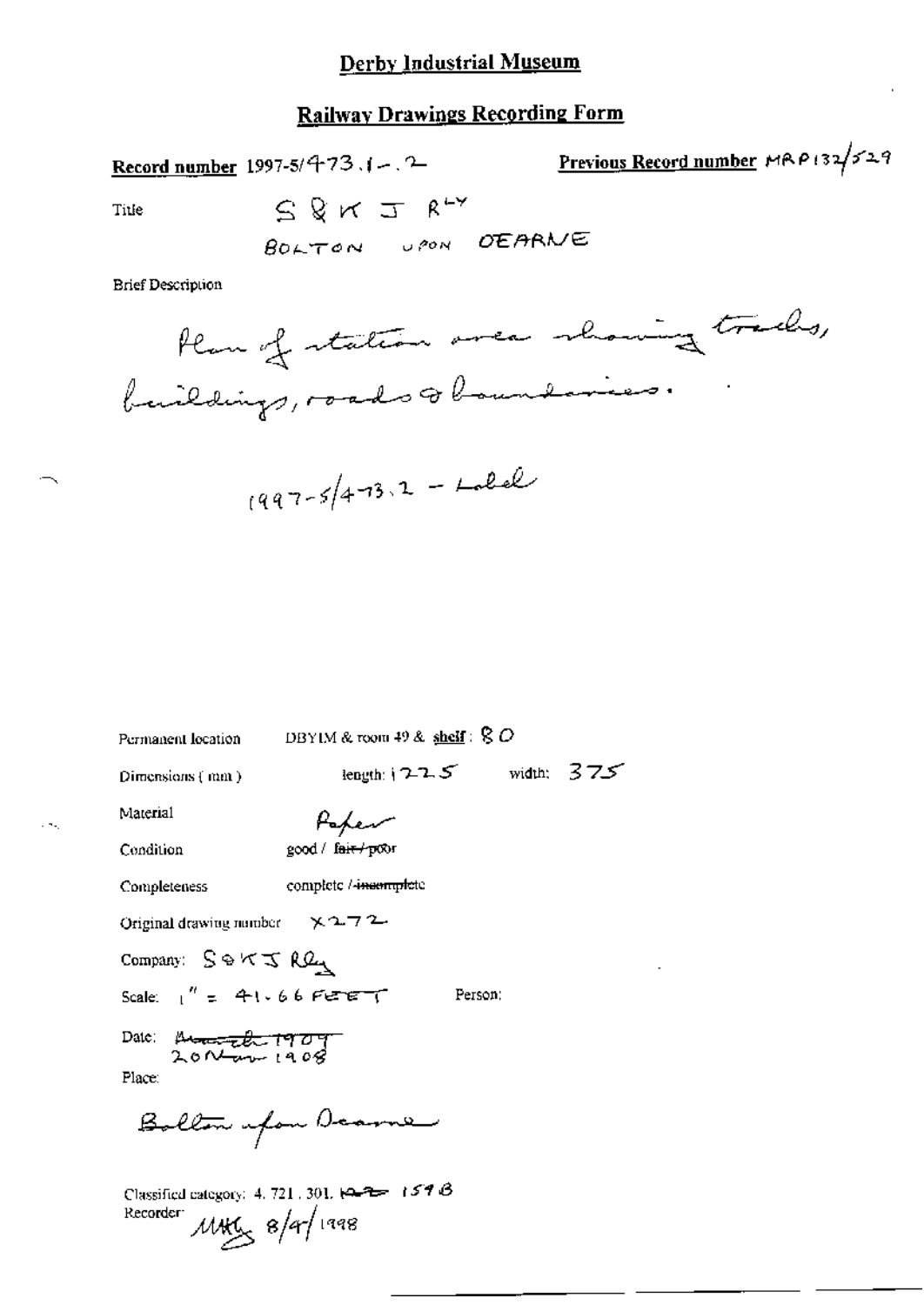# Derby Industrial Museum

## Railway Drawings Recording Form

**Record number** 1997-5/473.1-.2 **Previous Record number** MRP132/529

Title S & K J R^LY
BOLTON UPON DEARNE

Brief Description

Plan of station area showing tracks, buildings, roads & boundaries.

1997-5/473.2 - Label

Permanent location DBYIM & room 49 & **shelf**: 80

Dimensions (mm) length: 1225 width: 375

Material Paper

Condition good / ~~fair / poor~~

Completeness complete / ~~incomplete~~

Original drawing number X272

Company: S & K J Rly

Scale: 1" = 41.66 FEET Person:

Date: ~~March 1909~~ 20 Nov 1908

Place:

Bolton upon Dearne

Classified category: 4. 721. 301. ~~[illegible]~~ 159B

Recorder: MKG 8/4/1998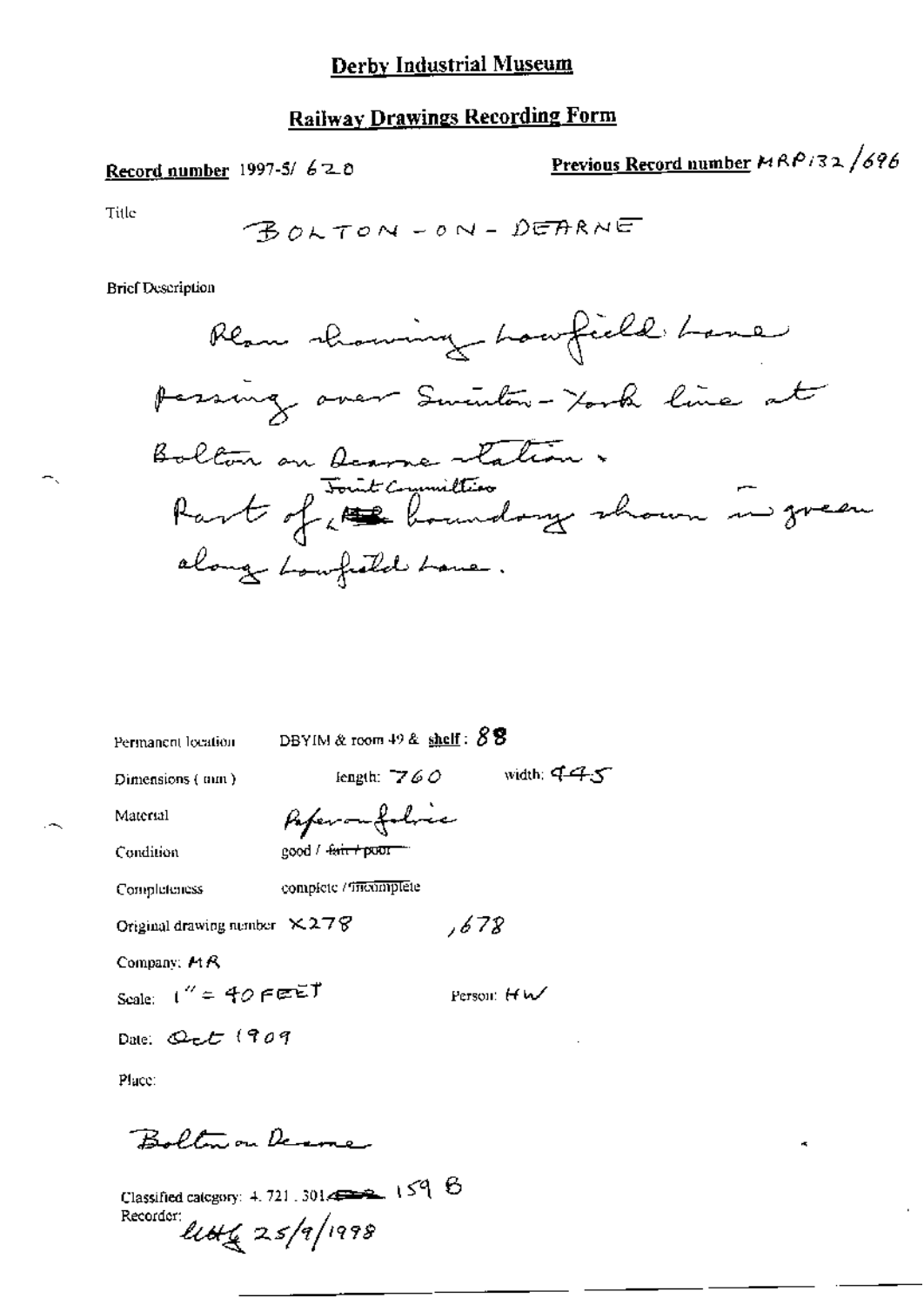# Derby Industrial Museum

## Railway Drawings Recording Form

**Record number** 1997-5/ 620

**Previous Record number** MRP132/696

Title

BOLTON-ON-DEARNE

Brief Description

Plan showing Lowfield Lane passing over Swinton-York line at Bolton on Dearne station. Part of Joint Committee boundary shown in green along Lowfield Lane.

Permanent location DBYIM & room 49 & **shelf**: 88

Dimensions (mm) length: 760 width: 445

Material Paper on fabric

Condition good / ~~fair / poor~~

Completeness complete / ~~incomplete~~

Original drawing number X278 ,678

Company: MR

Scale: 1" = 40 FEET Person: HW

Date: Oct 1909

Place:

Bolton on Dearne

Classified category: 4.721.301 ~~~~ 159 B

Recorder: LLHG 25/9/1998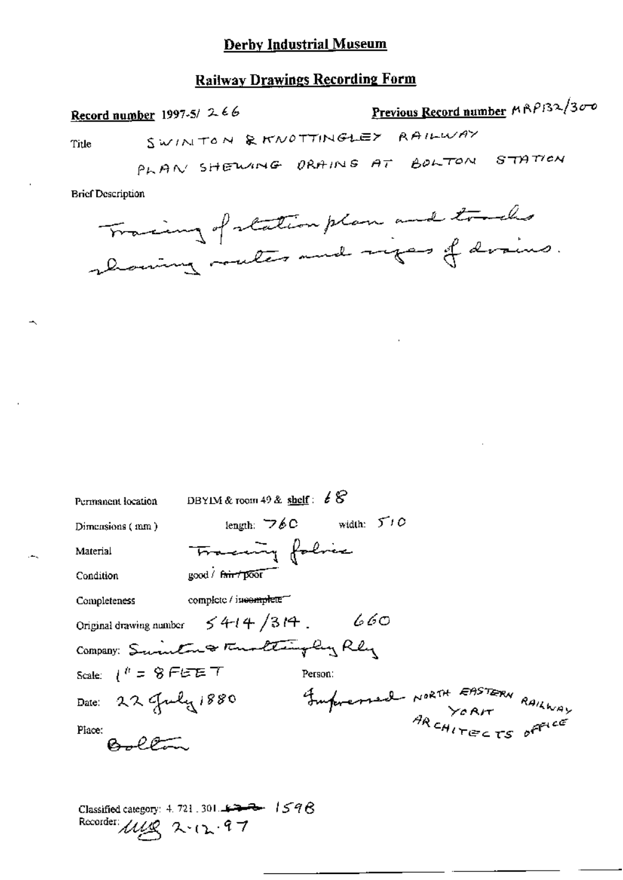# Derby Industrial Museum

## Railway Drawings Recording Form

**Record number** 1997-5/ 266

**Previous Record number** MRP132/300

Title: SWINTON & KNOTTINGLEY RAILWAY
PLAN SHEWING DRAINS AT BOLTON STATION

Brief Description

Tracing of station plan and tracks showing routes and sizes of drains.

Permanent location: DBYIM & room 49 & **shelf**: 68

Dimensions (mm): length: 760 width: 510

Material: Tracing fabric

Condition: good / ~~fair / poor~~

Completeness: complete / ~~incomplete~~

Original drawing number: 5414/314. 660

Company: Swinton & Knottingley Rly

Scale: 1" = 8 FEET

Person: Impressed NORTH EASTERN RAILWAY YORK ARCHITECTS OFFICE

Date: 22 July 1880

Place: Bolton

Classified category: 4. 721. 301. ~~~~ 159B

Recorder: MG 2-12-97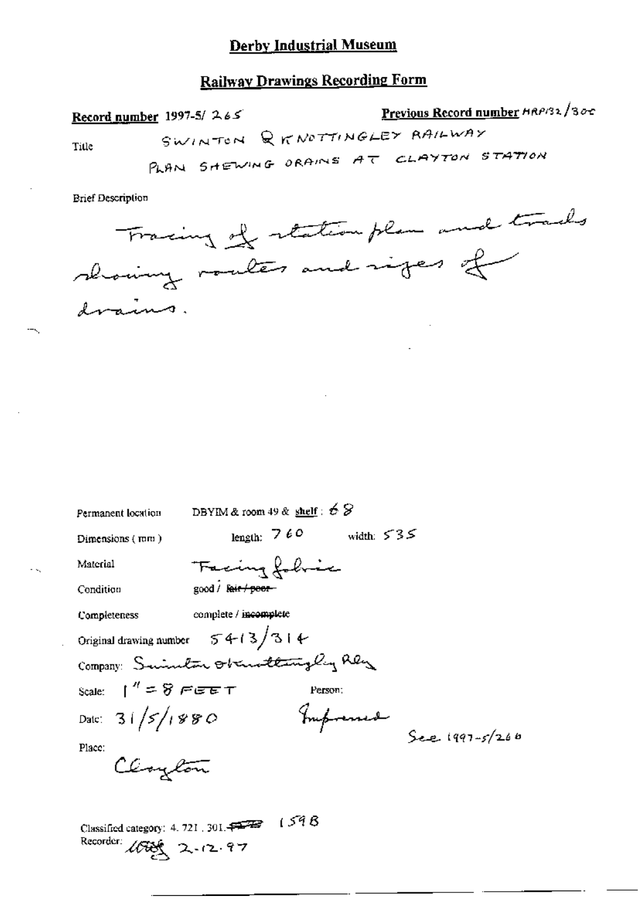# Derby Industrial Museum

## Railway Drawings Recording Form

**Record number** 1997-5/ 265

**Previous Record number** HRP132/30C

Title
SWINTON & KNOTTINGLEY RAILWAY
PLAN SHEWING DRAINS AT CLAYTON STATION

Brief Description

Tracing of station plan and tracks showing routes and sizes of drains.

Permanent location: DBYIM & room 49 & shelf: 68

Dimensions (mm): length: 760 width: 535

Material: Tracing fabric

Condition: good / ~~fair / poor~~

Completeness: complete / ~~incomplete~~

Original drawing number: 5413/314

Company: Swinton & Knottingley Rly

Scale: 1" = 8 FEET

Person:

Date: 31/5/1880

Impressed

See 1997-5/266

Place:

Clayton

Classified category: 4. 721 . 301. ~~...~~ 159B

Recorder: ~~...~~ 2-12-97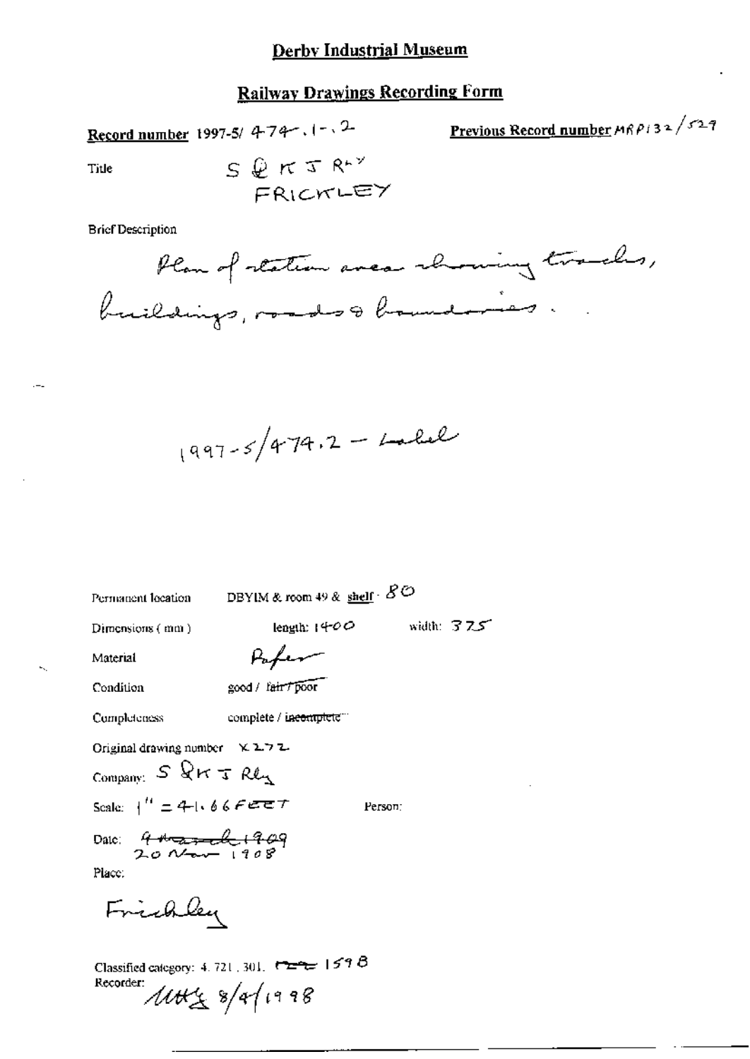# Derby Industrial Museum

## Railway Drawings Recording Form

**Record number** 1997-5/ 474.1-.2

**Previous Record number** MRP132/529

Title: S & K J R^LY FRICKLEY

Brief Description

Plan of station area showing tracks, buildings, roads & boundaries.

1997-5/474.2 – Label

Permanent location: DBYIM & room 49 & shelf · 80

Dimensions (mm): length: 1400 width: 375

Material: Paper

Condition: good / ~~fair / poor~~

Completeness: complete / ~~incomplete~~

Original drawing number: X272

Company: S & K J Rly

Scale: 1" = 41.66 FEET

Person:

Date: ~~4 March 1909~~ 20 Nov 1908

Place:

Frickley

Classified category: 4. 721. 301. ~~~~ 1598

Recorder: MH 8/4/1998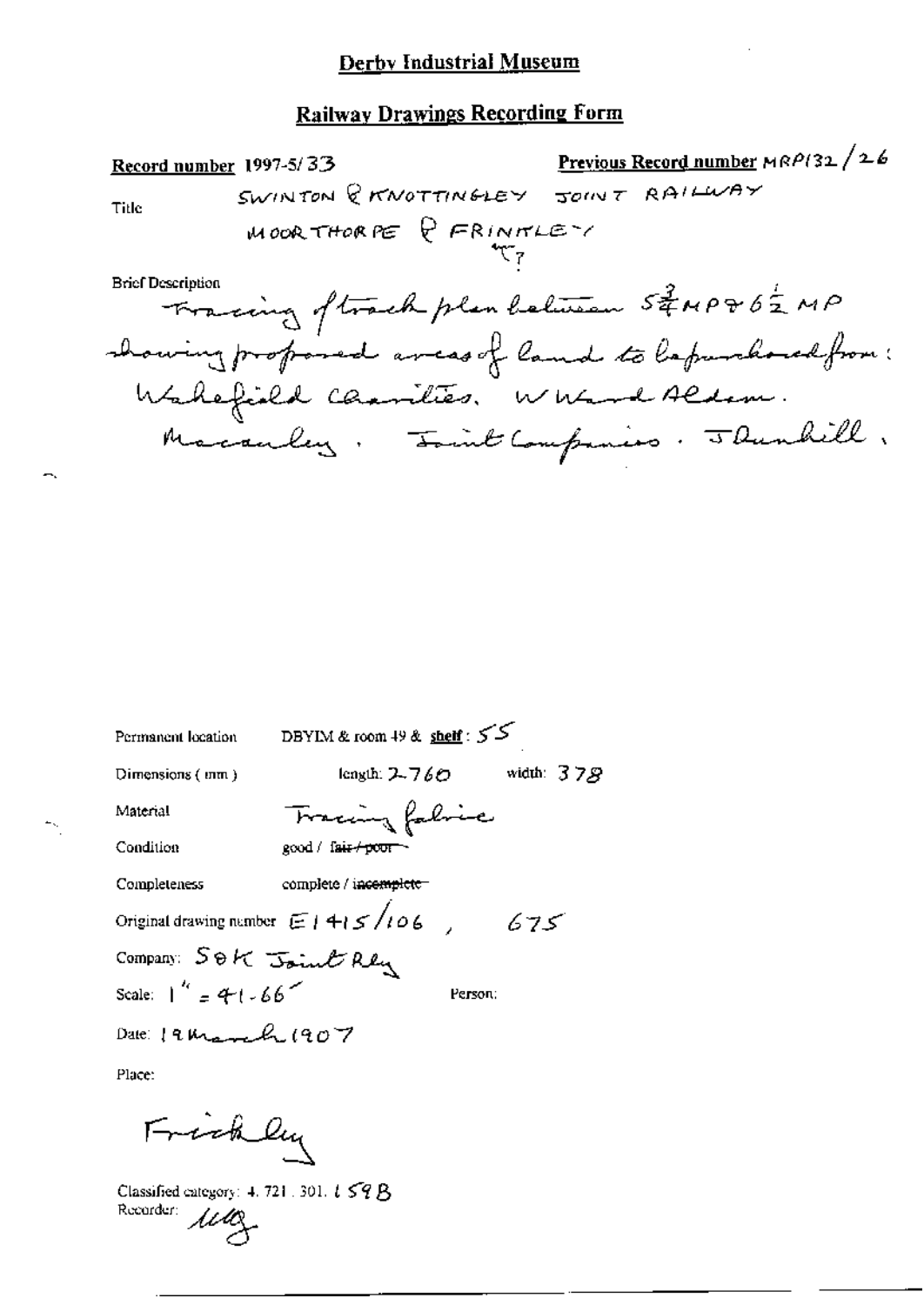# Derby Industrial Museum

## Railway Drawings Recording Form

**Record number** 1997-5/33

**Previous Record number** MRP132/26

Title

SWINTON & KNOTTINGLEY JOINT RAILWAY

MOORTHORPE & FRINKLEY ?

Brief Description

Tracing of track plan between $5\frac{3}{4}$ MP & $6\frac{1}{2}$ MP showing proposed areas of land to be purchased from: Wakefield Charities. W Ward Aldam. Macauley. Joint Companies. J Dunhill.

Permanent location: DBYIM & room 49 & **shelf**: 55

Dimensions (mm): length: 2760 width: 378

Material: Tracing fabric

Condition: good / ~~fair / poor~~

Completeness: complete / ~~incomplete~~

Original drawing number: E1415/106, 675

Company: S&K Joint Rly

Scale: 1" = 41.66'

Person:

Date: 19 March 1907

Place:

Frickley

Classified category: 4. 721. 301. L59B

Recorder: *illegible*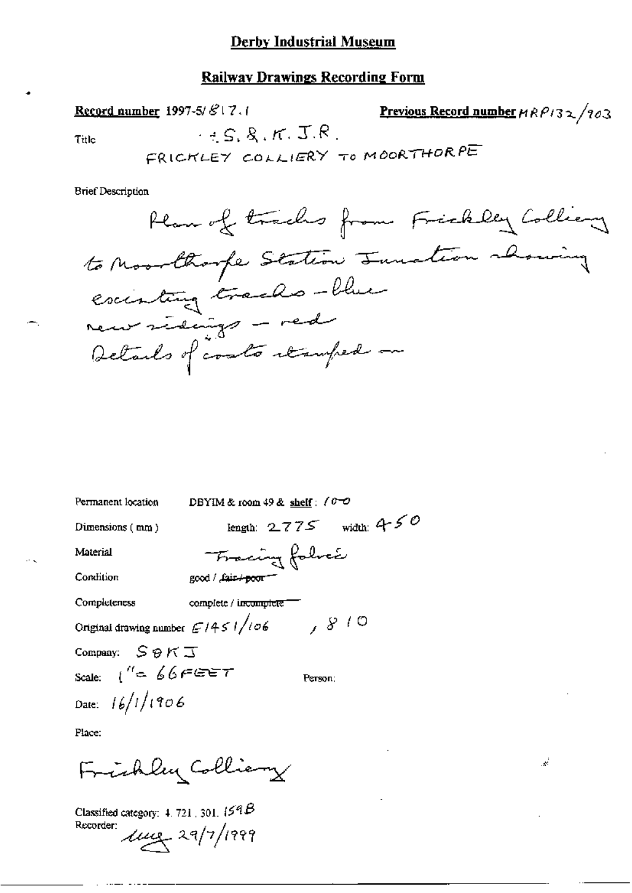# Derby Industrial Museum

## Railway Drawings Recording Form

**Record number** 1997-5/817.1

**Previous Record number** MRP132/903

Title: S. & K. J. R.
FRICKLEY COLLIERY TO MOORTHORPE

Brief Description

Plan of tracks from Frickley Colliery to Moorthorpe Station Junction showing existing tracks - blue
new sidings - red
Details of costs stamped on

Permanent location: DBYIM & room 49 & shelf: 10-0

Dimensions (mm): length: 2775 width: 450

Material: Tracing fabric

Condition: good / ~~fair / poor~~

Completeness: complete / ~~incomplete~~

Original drawing number: E1451/106, 810

Company: S & K J

Scale: 1" = 66 FEET

Person:

Date: 16/1/1906

Place:

Frickley Colliery

Classified category: 4.721.301.159B

Recorder: [initials] 29/7/1999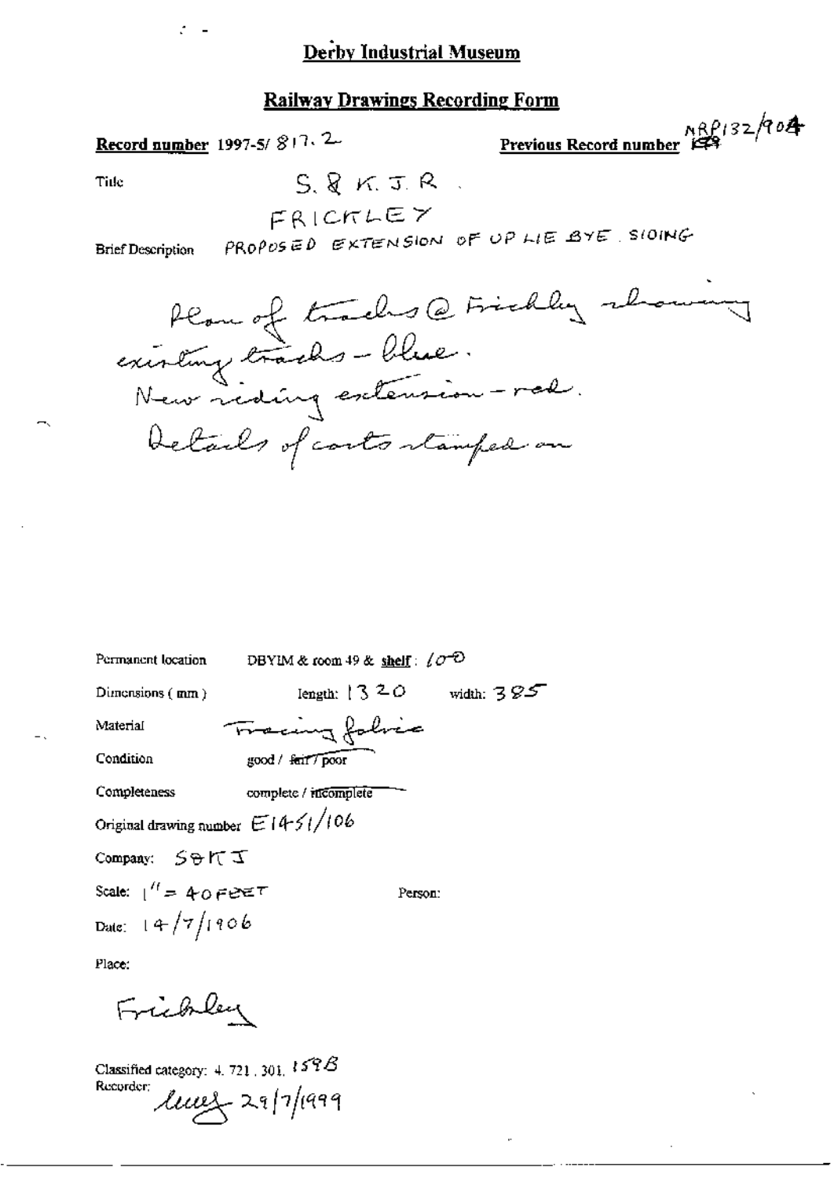## Derby Industrial Museum

## Railway Drawings Recording Form

**Record number** 1997-5/ 817. 2

**Previous Record number** MRP132/904

Title

S. & K. J. R.

FRICKLEY

Brief Description PROPOSED EXTENSION OF UP LIE BYE SIDING

Plan of tracks @ Frickley showing existing tracks - blue.
New siding extension - red.
Details of costs stamped on

Permanent location DBYIM & room 49 & shelf: 100

Dimensions (mm) length: 1320 width: 385

Material Tracing fabric

Condition good / fair / poor

Completeness complete / incomplete

Original drawing number E1451/106

Company: S&KJ

Scale: 1" = 40 FEET

Person:

Date: 14/7/1906

Place:

Frickley

Classified category: 4. 721. 301. 159B

Recorder: lucy 29/7/1999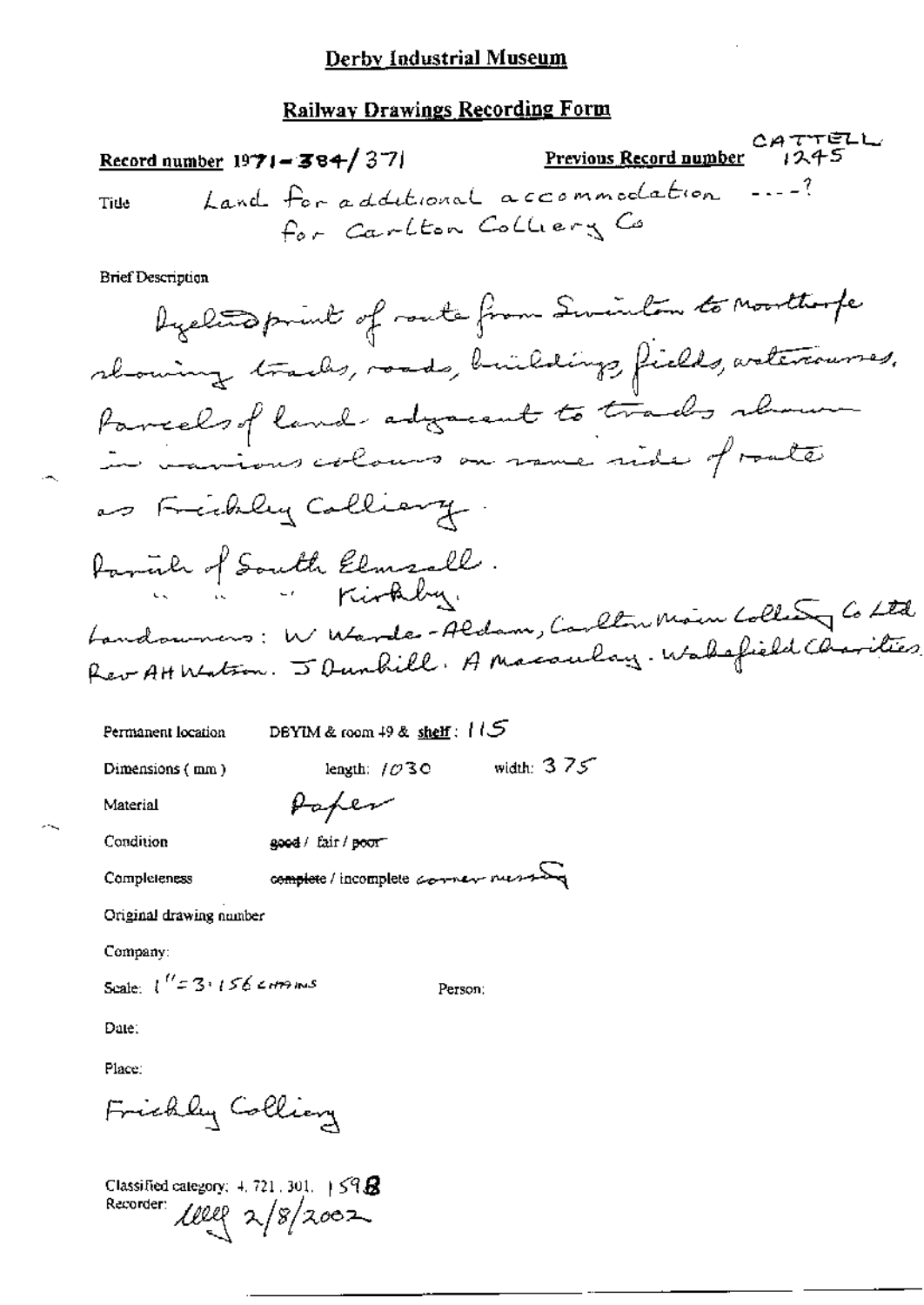# Derby Industrial Museum

## Railway Drawings Recording Form

**Record number** 1971-384/371 **Previous Record number** CATTELL 1245

**Title** Land for additional accommodation ---? for Carlton Colliery Co

**Brief Description**

Dyeline print of route from Swinton to Moorthorpe showing tracks, roads, buildings, fields, watercourses. Parcels of land adjacent to tracks shown in various colours on same side of route as Frickley Colliery.

Parish of South Elmsall.
" " " Kirkby.

Landowners: W Warde-Aldam, Carlton Main Colliery Co Ltd. Rev AH Watson. J Dunhill. A Macaulay. Wakefield Charities

Permanent location DBYIM & room 49 & shelf: 115

Dimensions (mm) length: 1030 width: 375

Material Paper

Condition ~~good~~ / fair / ~~poor~~

Completeness ~~complete~~ / incomplete corner missing

Original drawing number

Company:

Scale: 1" = 3.156 chains Person:

Date:

Place:

Frickley Colliery

Classified category: 4. 721. 301. 159B

Recorder: [initials] 2/8/2002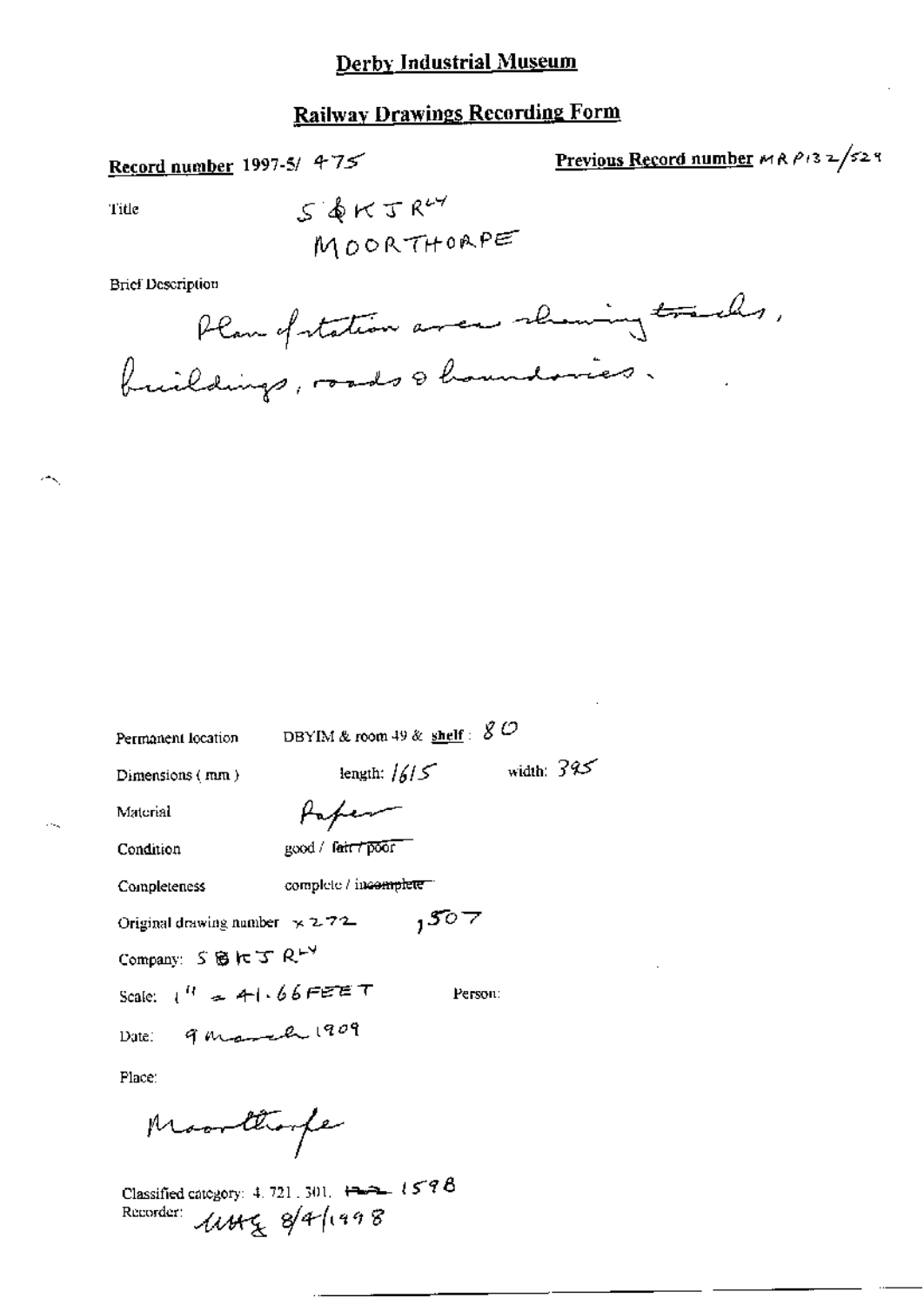# Derby Industrial Museum

## Railway Drawings Recording Form

**Record number** 1997-5/ 475

**Previous Record number** MRP132/529

Title: S & K J R^LY MOORTHORPE

Brief Description:

Plan of station area showing tracks, buildings, roads & boundaries.

Permanent location: DBYIM & room 49 & **shelf**: 80

Dimensions (mm): length: 1615 width: 395

Material: Paper

Condition: good / ~~fair / poor~~

Completeness: complete / ~~incomplete~~

Original drawing number: x 272 1507

Company: S & K J R^LY

Scale: 1" = 41.66 FEET

Person:

Date: 9 March 1909

Place:

Moorthorpe

Classified category: 4.721.301. ~~~~ 1598

Recorder: UHG 8/4/1998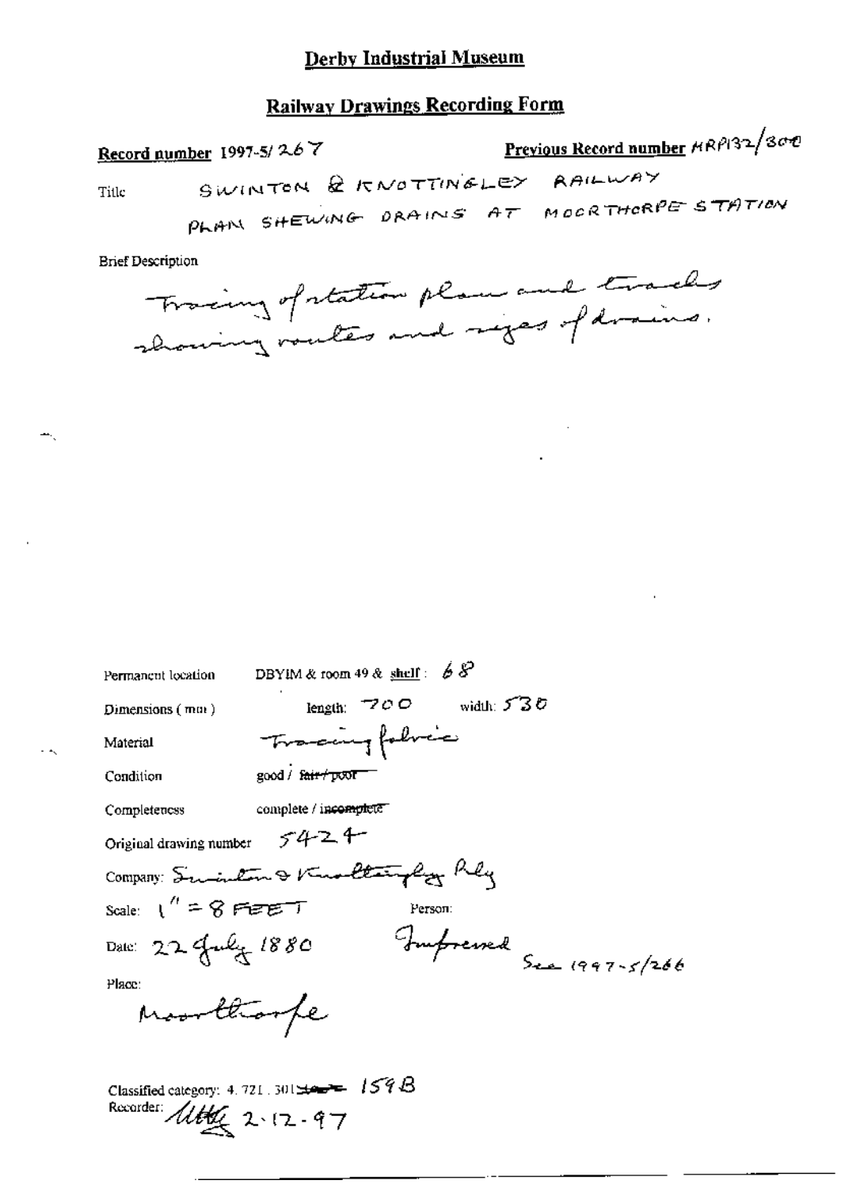# Derby Industrial Museum

## Railway Drawings Recording Form

**Record number** 1997-5/ 267 **Previous Record number** MRP132/300

Title SWINTON & KNOTTINGLEY RAILWAY

PLAN SHEWING DRAINS AT MOORTHORPE STATION

Brief Description

Tracing of station plan and tracks showing routes and sizes of drains.

Permanent location DBYIM & room 49 & shelf : 68

Dimensions (mm) length: 700 width: 530

Material Tracing fabric

Condition good / ~~fair / poor~~

Completeness complete / ~~incomplete~~

Original drawing number 5424

Company: Swinton & Knottingley Rly

Scale: 1" = 8 FEET Person:

Date: 22 July 1880 Impressed See 1997-5/266

Place:

Moorthorpe

Classified category: 4. 721. 301 ~~...~~ 159B

Recorder: [signature] 2-12-97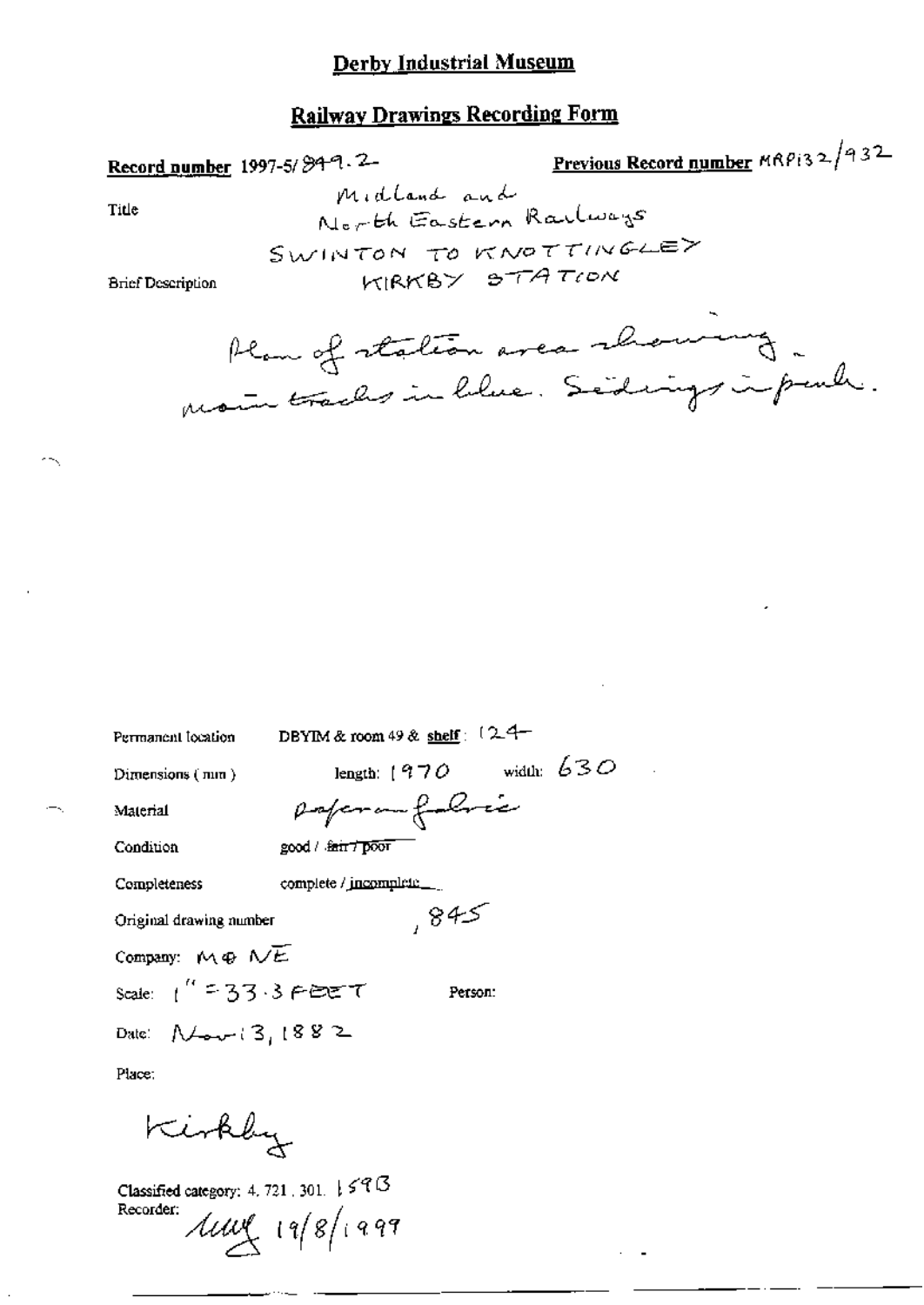# Derby Industrial Museum

## Railway Drawings Recording Form

**Record number** 1997-5/849.2 **Previous Record number** MRP132/932

Title: Midland and North Eastern Railways SWINTON TO KNOTTINGLEY KIRKBY STATION

Brief Description

Plan of station area showing main tracks in blue. Sidings in pink.

Permanent location: DBYIM & room 49 & **shelf**: 124

Dimensions (mm): length: 1970 width: 630

Material: paper on fabric

Condition: good / ~~fair / poor~~

Completeness: complete / incomplete

Original drawing number: 845

Company: M & NE

Scale: 1" = 33.3 FEET Person:

Date: Nov 13, 1882

Place:

Kirkby

Classified category: 4. 721. 301. 159B

Recorder: [signature] 19/8/1999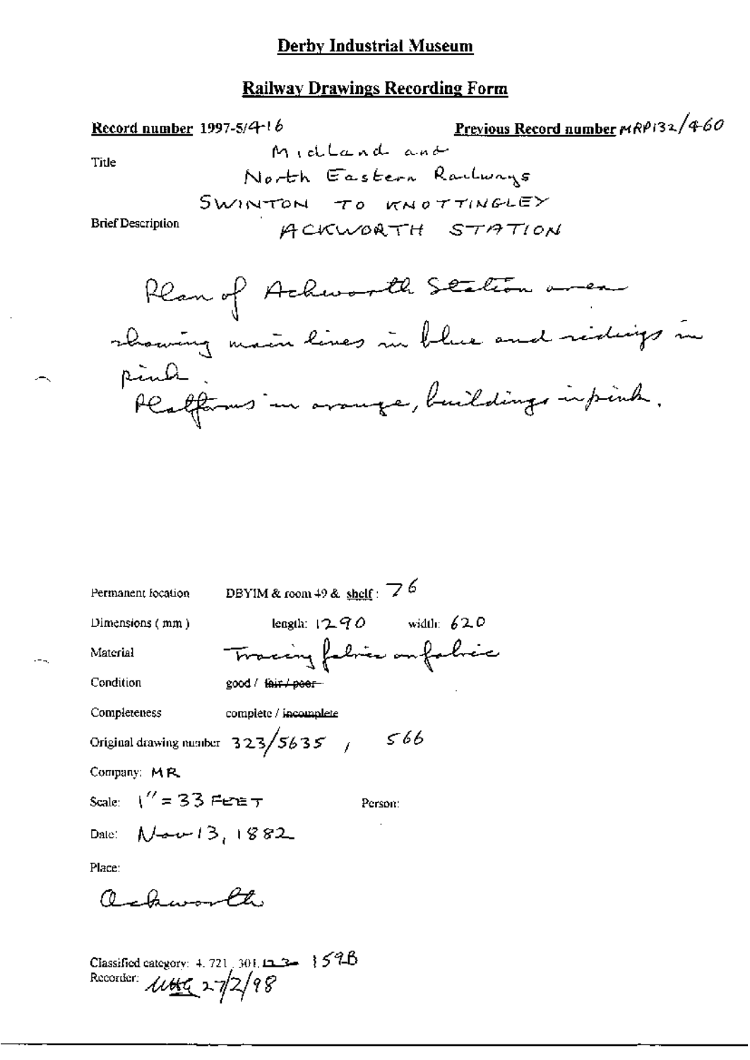## Derby Industrial Museum

### Railway Drawings Recording Form

**Record number** 1997-5/416 **Previous Record number** MRP132/460

Title: Midland and North Eastern Railways SWINTON TO KNOTTINGLEY

Brief Description: ACKWORTH STATION

Plan of Ackworth Station area showing main lines in blue and sidings in pink.
Platforms in orange, buildings in pink.

Permanent location: DBYIM & room 49 & shelf: 76

Dimensions (mm): length: 1290 width: 620

Material: Tracing fabric on fabric

Condition: good / ~~fair / poor~~

Completeness: complete / ~~incomplete~~

Original drawing number: 323/5635 , 566

Company: MR

Scale: 1" = 33 FEET Person:

Date: Nov 13, 1882

Place:

Ackworth

Classified category: 4.721.301.~~122~~ 159B
Recorder: MHG 27/2/98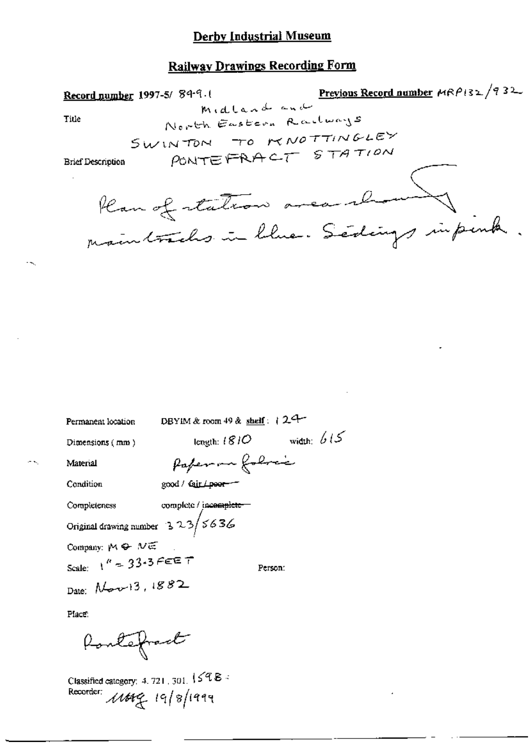# Derby Industrial Museum

## Railway Drawings Recording Form

**Record number** 1997-5/ 849.1

**Previous Record number** MRP132/932

Title

Midland and North Eastern Railways

SWINTON TO KNOTTINGLEY

PONTEFRACT STATION

Brief Description

Plan of station area showing main tracks in blue. Sidings in pink.

Permanent location DBYIM & room 49 & **shelf**: 124

Dimensions (mm) length: 1810 width: 615

Material Paper on fabric

Condition good / ~~fair / poor~~

Completeness complete / ~~incomplete~~

Original drawing number 323/5636

Company: M & NE

Scale: 1" = 33.3 FEET

Person:

Date: Nov 13, 1882

Place:

Pontefract

Classified category: 4. 721 . 301. 159B

Recorder: MMG 19/8/1999